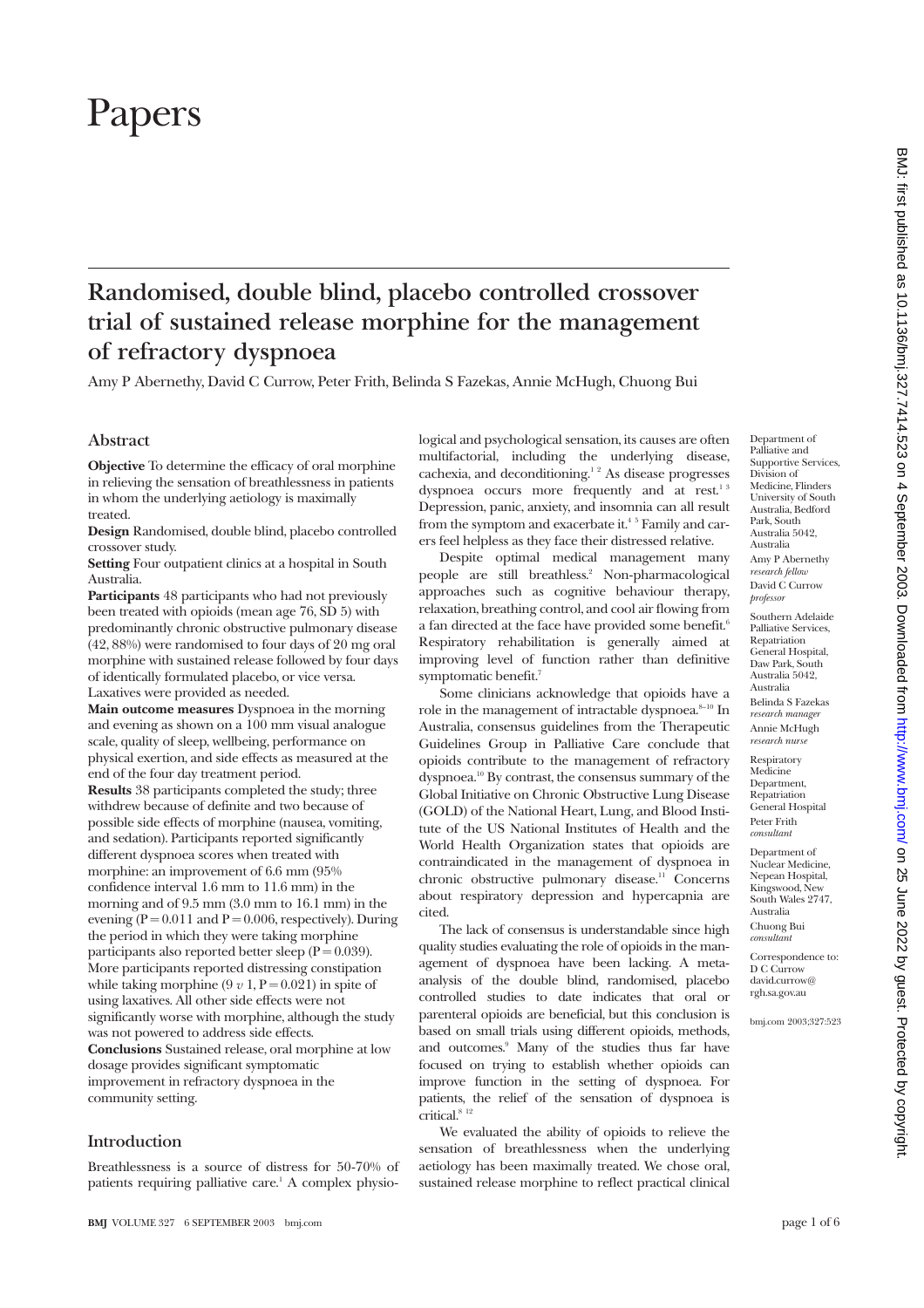# Papers

## Randomised, double blind, placebo controlled crossover trial of sustained release morphine for the management of refractory dyspnoea

Amy P Abernethy, David C Currow, Peter Frith, Belinda S Fazekas, Annie McHugh, Chuong Bui

### Abstract

**Objective** To determine the efficacy of oral morphine in relieving the sensation of breathlessness in patients in whom the underlying aetiology is maximally treated.

**Design** Randomised, double blind, placebo controlled crossover study.

**Setting** Four outpatient clinics at a hospital in South Australia.

**Participants** 48 participants who had not previously been treated with opioids (mean age 76, SD 5) with predominantly chronic obstructive pulmonary disease (42, 88%) were randomised to four days of 20 mg oral morphine with sustained release followed by four days of identically formulated placebo, or vice versa. Laxatives were provided as needed.

**Main outcome measures** Dyspnoea in the morning and evening as shown on a 100 mm visual analogue scale, quality of sleep, wellbeing, performance on physical exertion, and side effects as measured at the end of the four day treatment period.

**Results** 38 participants completed the study; three withdrew because of definite and two because of possible side effects of morphine (nausea, vomiting, and sedation). Participants reported significantly different dyspnoea scores when treated with morphine: an improvement of 6.6 mm (95% confidence interval 1.6 mm to 11.6 mm) in the morning and of 9.5 mm (3.0 mm to 16.1 mm) in the evening ($P = 0.011$ and $P = 0.006$, respectively). During the period in which they were taking morphine participants also reported better sleep ($P = 0.039$). More participants reported distressing constipation while taking morphine (9 *v* 1, $P = 0.021$) in spite of using laxatives. All other side effects were not significantly worse with morphine, although the study was not powered to address side effects.

**Conclusions** Sustained release, oral morphine at low dosage provides significant symptomatic improvement in refractory dyspnoea in the community setting.

### Introduction

Breathlessness is a source of distress for 50-70% of patients requiring palliative care.[1] A complex physiological and psychological sensation, its causes are often multifactorial, including the underlying disease, cachexia, and deconditioning.[1 2] As disease progresses dyspnoea occurs more frequently and at rest.[1 3] Depression, panic, anxiety, and insomnia can all result from the symptom and exacerbate it.[4 5] Family and carers feel helpless as they face their distressed relative.

Despite optimal medical management many people are still breathless.[2] Non-pharmacological approaches such as cognitive behaviour therapy, relaxation, breathing control, and cool air flowing from a fan directed at the face have provided some benefit.[6] Respiratory rehabilitation is generally aimed at improving level of function rather than definitive symptomatic benefit.[7]

Some clinicians acknowledge that opioids have a role in the management of intractable dyspnoea.[8-10] In Australia, consensus guidelines from the Therapeutic Guidelines Group in Palliative Care conclude that opioids contribute to the management of refractory dyspnoea.[10] By contrast, the consensus summary of the Global Initiative on Chronic Obstructive Lung Disease (GOLD) of the National Heart, Lung, and Blood Institute of the US National Institutes of Health and the World Health Organization states that opioids are contraindicated in the management of dyspnoea in chronic obstructive pulmonary disease.[11] Concerns about respiratory depression and hypercapnia are cited.

The lack of consensus is understandable since high quality studies evaluating the role of opioids in the management of dyspnoea have been lacking. A meta-analysis of the double blind, randomised, placebo controlled studies to date indicates that oral or parenteral opioids are beneficial, but this conclusion is based on small trials using different opioids, methods, and outcomes.[9] Many of the studies thus far have focused on trying to establish whether opioids can improve function in the setting of dyspnoea. For patients, the relief of the sensation of dyspnoea is critical.[8 12]

We evaluated the ability of opioids to relieve the sensation of breathlessness when the underlying aetiology has been maximally treated. We chose oral, sustained release morphine to reflect practical clinical

Department of Palliative and Supportive Services, Division of Medicine, Flinders University of South Australia, Bedford Park, South Australia 5042, Australia
Amy P Abernethy *research fellow*
David C Currow *professor*

Southern Adelaide Palliative Services, Repatriation General Hospital, Daw Park, South Australia 5042, Australia
Belinda S Fazekas *research manager*
Annie McHugh *research nurse*

Respiratory Medicine Department, Repatriation General Hospital
Peter Frith *consultant*

Department of Nuclear Medicine, Nepean Hospital, Kingswood, New South Wales 2747, Australia
Chuong Bui *consultant*

Correspondence to: D C Currow david.currow@rgh.sa.gov.au

bmj.com 2003;327:523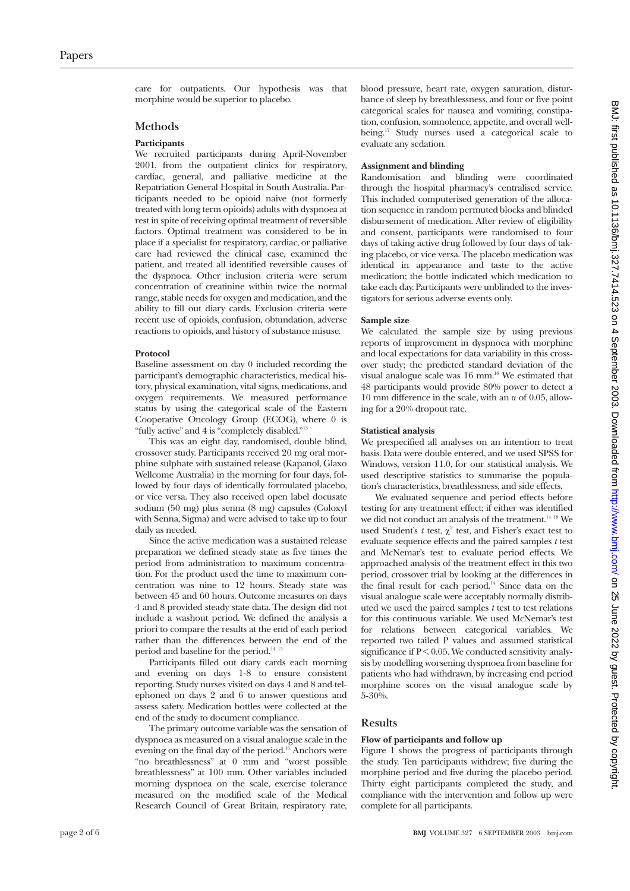care for outpatients. Our hypothesis was that morphine would be superior to placebo.

## Methods

### Participants

We recruited participants during April-November 2001, from the outpatient clinics for respiratory, cardiac, general, and palliative medicine at the Repatriation General Hospital in South Australia. Participants needed to be opioid naive (not formerly treated with long term opioids) adults with dyspnoea at rest in spite of receiving optimal treatment of reversible factors. Optimal treatment was considered to be in place if a specialist for respiratory, cardiac, or palliative care had reviewed the clinical case, examined the patient, and treated all identified reversible causes of the dyspnoea. Other inclusion criteria were serum concentration of creatinine within twice the normal range, stable needs for oxygen and medication, and the ability to fill out diary cards. Exclusion criteria were recent use of opioids, confusion, obtundation, adverse reactions to opioids, and history of substance misuse.

### Protocol

Baseline assessment on day 0 included recording the participant's demographic characteristics, medical history, physical examination, vital signs, medications, and oxygen requirements. We measured performance status by using the categorical scale of the Eastern Cooperative Oncology Group (ECOG), where 0 is "fully active" and 4 is "completely disabled."[13]

This was an eight day, randomised, double blind, crossover study. Participants received 20 mg oral morphine sulphate with sustained release (Kapanol, Glaxo Wellcome Australia) in the morning for four days, followed by four days of identically formulated placebo, or vice versa. They also received open label docusate sodium (50 mg) plus senna (8 mg) capsules (Coloxyl with Senna, Sigma) and were advised to take up to four daily as needed.

Since the active medication was a sustained release preparation we defined steady state as five times the period from administration to maximum concentration. For the product used the time to maximum concentration was nine to 12 hours. Steady state was between 45 and 60 hours. Outcome measures on days 4 and 8 provided steady state data. The design did not include a washout period. We defined the analysis a priori to compare the results at the end of each period rather than the differences between the end of the period and baseline for the period.[14 15]

Participants filled out diary cards each morning and evening on days 1-8 to ensure consistent reporting. Study nurses visited on days 4 and 8 and telephoned on days 2 and 6 to answer questions and assess safety. Medication bottles were collected at the end of the study to document compliance.

The primary outcome variable was the sensation of dyspnoea as measured on a visual analogue scale in the evening on the final day of the period.[16] Anchors were "no breathlessness" at 0 mm and "worst possible breathlessness" at 100 mm. Other variables included morning dyspnoea on the scale, exercise tolerance measured on the modified scale of the Medical Research Council of Great Britain, respiratory rate, blood pressure, heart rate, oxygen saturation, disturbance of sleep by breathlessness, and four or five point categorical scales for nausea and vomiting, constipation, confusion, somnolence, appetite, and overall wellbeing.[17] Study nurses used a categorical scale to evaluate any sedation.

### Assignment and blinding

Randomisation and blinding were coordinated through the hospital pharmacy's centralised service. This included computerised generation of the allocation sequence in random permuted blocks and blinded disbursement of medication. After review of eligibility and consent, participants were randomised to four days of taking active drug followed by four days of taking placebo, or vice versa. The placebo medication was identical in appearance and taste to the active medication; the bottle indicated which medication to take each day. Participants were unblinded to the investigators for serious adverse events only.

### Sample size

We calculated the sample size by using previous reports of improvement in dyspnoea with morphine and local expectations for data variability in this crossover study; the predicted standard deviation of the visual analogue scale was 16 mm.[16] We estimated that 48 participants would provide 80% power to detect a 10 mm difference in the scale, with an $\alpha$ of 0.05, allowing for a 20% dropout rate.

### Statistical analysis

We prespecified all analyses on an intention to treat basis. Data were double entered, and we used SPSS for Windows, version 11.0, for our statistical analysis. We used descriptive statistics to summarise the population's characteristics, breathlessness, and side effects.

We evaluated sequence and period effects before testing for any treatment effect; if either was identified we did not conduct an analysis of the treatment.[14 18] We used Student's $t$ test, $\chi^2$ test, and Fisher's exact test to evaluate sequence effects and the paired samples $t$ test and McNemar's test to evaluate period effects. We approached analysis of the treatment effect in this two period, crossover trial by looking at the differences in the final result for each period.[14] Since data on the visual analogue scale were acceptably normally distributed we used the paired samples $t$ test to test relations for this continuous variable. We used McNemar's test for relations between categorical variables. We reported two tailed P values and assumed statistical significance if $P < 0.05$. We conducted sensitivity analysis by modelling worsening dyspnoea from baseline for patients who had withdrawn, by increasing end period morphine scores on the visual analogue scale by 5-30%.

## Results

### Flow of participants and follow up

Figure 1 shows the progress of participants through the study. Ten participants withdrew; five during the morphine period and five during the placebo period. Thirty eight participants completed the study, and compliance with the intervention and follow up were complete for all participants.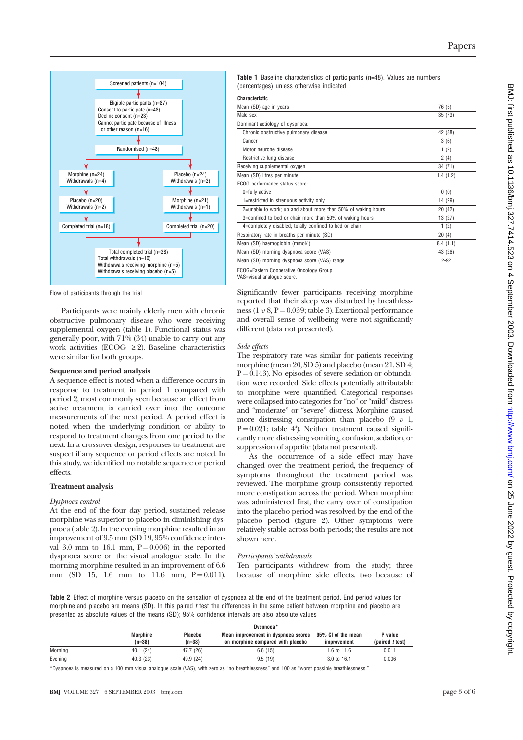Screened patients (n=104)

Eligible participants (n=87)
Consent to participate (n=48)
Decline consent (n=23)
Cannot participate because of illness or other reason (n=16)

Randomised (n=48)

Morphine (n=24) Withdrawals (n=4) | Placebo (n=24) Withdrawals (n=3)

Placebo (n=20) Withdrawals (n=2) | Morphine (n=21) Withdrawals (n=1)

Completed trial (n=18) | Completed trial (n=20)

Total completed trial (n=38)
Total withdrawals (n=10)
Withdrawals receiving morphine (n=5)
Withdrawals receiving placebo (n=5)

Flow of participants through the trial

Participants were mainly elderly men with chronic obstructive pulmonary disease who were receiving supplemental oxygen (table 1). Functional status was generally poor, with 71% (34) unable to carry out any work activities (ECOG ≥2). Baseline characteristics were similar for both groups.

### Sequence and period analysis

A sequence effect is noted when a difference occurs in response to treatment in period 1 compared with period 2, most commonly seen because an effect from active treatment is carried over into the outcome measurements of the next period. A period effect is noted when the underlying condition or ability to respond to treatment changes from one period to the next. In a crossover design, responses to treatment are suspect if any sequence or period effects are noted. In this study, we identified no notable sequence or period effects.

### Treatment analysis

*Dyspnoea control*

At the end of the four day period, sustained release morphine was superior to placebo in diminishing dyspnoea (table 2). In the evening morphine resulted in an improvement of 9.5 mm (SD 19, 95% confidence interval 3.0 mm to 16.1 mm, P=0.006) in the reported dyspnoea score on the visual analogue scale. In the morning morphine resulted in an improvement of 6.6 mm (SD 15, 1.6 mm to 11.6 mm, P=0.011).

**Table 1** Baseline characteristics of participants (n=48). Values are numbers (percentages) unless otherwise indicated

| Characteristic | |
|---|---|
| Mean (SD) age in years | 76 (5) |
| Male sex | 35 (73) |
| Dominant aetiology of dyspnoea: | |
| Chronic obstructive pulmonary disease | 42 (88) |
| Cancer | 3 (6) |
| Motor neurone disease | 1 (2) |
| Restrictive lung disease | 2 (4) |
| Receiving supplemental oxygen | 34 (71) |
| Mean (SD) litres per minute | 1.4 (1.2) |
| ECOG performance status score: | |
| 0=fully active | 0 (0) |
| 1=restricted in strenuous activity only | 14 (29) |
| 2=unable to work; up and about more than 50% of waking hours | 20 (42) |
| 3=confined to bed or chair more than 50% of waking hours | 13 (27) |
| 4=completely disabled; totally confined to bed or chair | 1 (2) |
| Respiratory rate in breaths per minute (SD) | 20 (4) |
| Mean (SD) haemoglobin (mmol/l) | 8.4 (1.1) |
| Mean (SD) morning dyspnoea score (VAS) | 43 (26) |
| Mean (SD) morning dyspnoea score (VAS) range | 2-92 |

ECOG=Eastern Cooperative Oncology Group.
VAS=visual analogue score.

Significantly fewer participants receiving morphine reported that their sleep was disturbed by breathlessness (1 *v* 8, P=0.039; table 3). Exertional performance and overall sense of wellbeing were not significantly different (data not presented).

*Side effects*

The respiratory rate was similar for patients receiving morphine (mean 20, SD 5) and placebo (mean 21, SD 4; P=0.143). No episodes of severe sedation or obtundation were recorded. Side effects potentially attributable to morphine were quantified. Categorical responses were collapsed into categories for "no" or "mild" distress and "moderate" or "severe" distress. Morphine caused more distressing constipation than placebo (9 *v* 1, P=0.021; table 4[w]). Neither treatment caused significantly more distressing vomiting, confusion, sedation, or suppression of appetite (data not presented).

As the occurrence of a side effect may have changed over the treatment period, the frequency of symptoms throughout the treatment period was reviewed. The morphine group consistently reported more constipation across the period. When morphine was administered first, the carry over of constipation into the placebo period was resolved by the end of the placebo period (figure 2). Other symptoms were relatively stable across both periods; the results are not shown here.

*Participants' withdrawals*

Ten participants withdrew from the study; three because of morphine side effects, two because of

**Table 2** Effect of morphine versus placebo on the sensation of dyspnoea at the end of the treatment period. End period values for morphine and placebo are means (SD). In this paired *t* test the differences in the same patient between morphine and placebo are presented as absolute values of the means (SD); 95% confidence intervals are also absolute values

| | Dyspnoea* | | | | |
|---|---|---|---|---|---|
| | Morphine (n=38) | Placebo (n=38) | Mean improvement in dyspnoea scores on morphine compared with placebo | 95% CI of the mean improvement | P value (paired *t* test) |
| Morning | 40.1 (24) | 47.7 (26) | 6.6 (15) | 1.6 to 11.6 | 0.011 |
| Evening | 40.3 (23) | 49.9 (24) | 9.5 (19) | 3.0 to 16.1 | 0.006 |

*Dyspnoea is measured on a 100 mm visual analogue scale (VAS), with zero as "no breathlessness" and 100 as "worst possible breathlessness."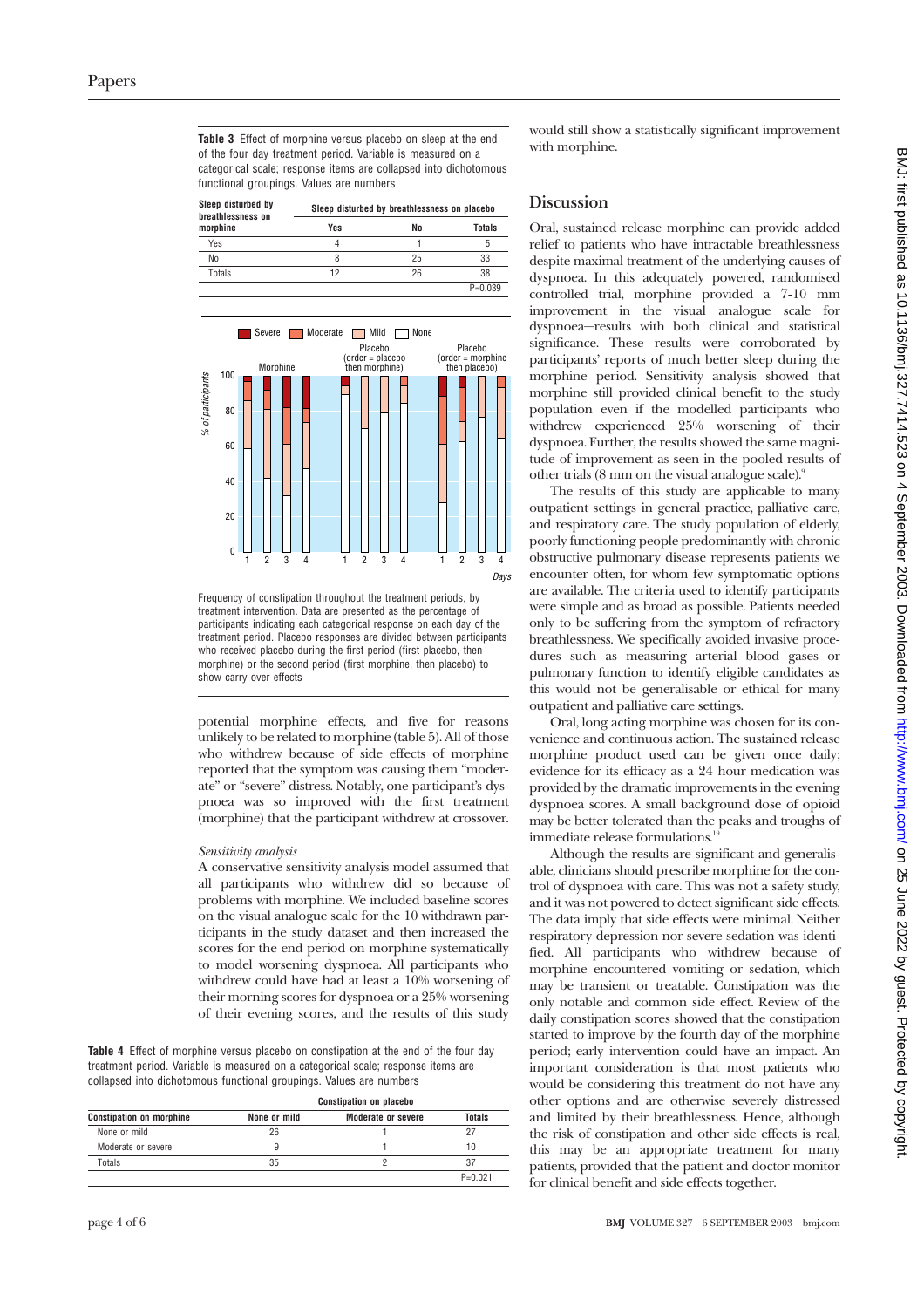**Table 3** Effect of morphine versus placebo on sleep at the end of the four day treatment period. Variable is measured on a categorical scale; response items are collapsed into dichotomous functional groupings. Values are numbers

| Sleep disturbed by breathlessness on morphine | Sleep disturbed by breathlessness on placebo | | |
|---|---|---|---|
| | Yes | No | Totals |
| Yes | 4 | 1 | 5 |
| No | 8 | 25 | 33 |
| Totals | 12 | 26 | 38 |
| | | | P=0.039 |

Frequency of constipation throughout the treatment periods, by treatment intervention. Data are presented as the percentage of participants indicating each categorical response on each day of the treatment period. Placebo responses are divided between participants who received placebo during the first period (first placebo, then morphine) or the second period (first morphine, then placebo) to show carry over effects

potential morphine effects, and five for reasons unlikely to be related to morphine (table 5). All of those who withdrew because of side effects of morphine reported that the symptom was causing them "moderate" or "severe" distress. Notably, one participant's dyspnoea was so improved with the first treatment (morphine) that the participant withdrew at crossover.

*Sensitivity analysis*

A conservative sensitivity analysis model assumed that all participants who withdrew did so because of problems with morphine. We included baseline scores on the visual analogue scale for the 10 withdrawn participants in the study dataset and then increased the scores for the end period on morphine systematically to model worsening dyspnoea. All participants who withdrew could have had at least a 10% worsening of their morning scores for dyspnoea or a 25% worsening of their evening scores, and the results of this study would still show a statistically significant improvement with morphine.

**Table 4** Effect of morphine versus placebo on constipation at the end of the four day treatment period. Variable is measured on a categorical scale; response items are collapsed into dichotomous functional groupings. Values are numbers

| | Constipation on placebo | | |
|---|---|---|---|
| Constipation on morphine | None or mild | Moderate or severe | Totals |
| None or mild | 26 | 1 | 27 |
| Moderate or severe | 9 | 1 | 10 |
| Totals | 35 | 2 | 37 |
| | | | P=0.021 |

## Discussion

Oral, sustained release morphine can provide added relief to patients who have intractable breathlessness despite maximal treatment of the underlying causes of dyspnoea. In this adequately powered, randomised controlled trial, morphine provided a 7-10 mm improvement in the visual analogue scale for dyspnoea—results with both clinical and statistical significance. These results were corroborated by participants' reports of much better sleep during the morphine period. Sensitivity analysis showed that morphine still provided clinical benefit to the study population even if the modelled participants who withdrew experienced 25% worsening of their dyspnoea. Further, the results showed the same magnitude of improvement as seen in the pooled results of other trials (8 mm on the visual analogue scale).[9]

The results of this study are applicable to many outpatient settings in general practice, palliative care, and respiratory care. The study population of elderly, poorly functioning people predominantly with chronic obstructive pulmonary disease represents patients we encounter often, for whom few symptomatic options are available. The criteria used to identify participants were simple and as broad as possible. Patients needed only to be suffering from the symptom of refractory breathlessness. We specifically avoided invasive procedures such as measuring arterial blood gases or pulmonary function to identify eligible candidates as this would not be generalisable or ethical for many outpatient and palliative care settings.

Oral, long acting morphine was chosen for its convenience and continuous action. The sustained release morphine product used can be given once daily; evidence for its efficacy as a 24 hour medication was provided by the dramatic improvements in the evening dyspnoea scores. A small background dose of opioid may be better tolerated than the peaks and troughs of immediate release formulations.[19]

Although the results are significant and generalisable, clinicians should prescribe morphine for the control of dyspnoea with care. This was not a safety study, and it was not powered to detect significant side effects. The data imply that side effects were minimal. Neither respiratory depression nor severe sedation was identified. All participants who withdrew because of morphine encountered vomiting or sedation, which may be transient or treatable. Constipation was the only notable and common side effect. Review of the daily constipation scores showed that the constipation started to improve by the fourth day of the morphine period; early intervention could have an impact. An important consideration is that most patients who would be considering this treatment do not have any other options and are otherwise severely distressed and limited by their breathlessness. Hence, although the risk of constipation and other side effects is real, this may be an appropriate treatment for many patients, provided that the patient and doctor monitor for clinical benefit and side effects together.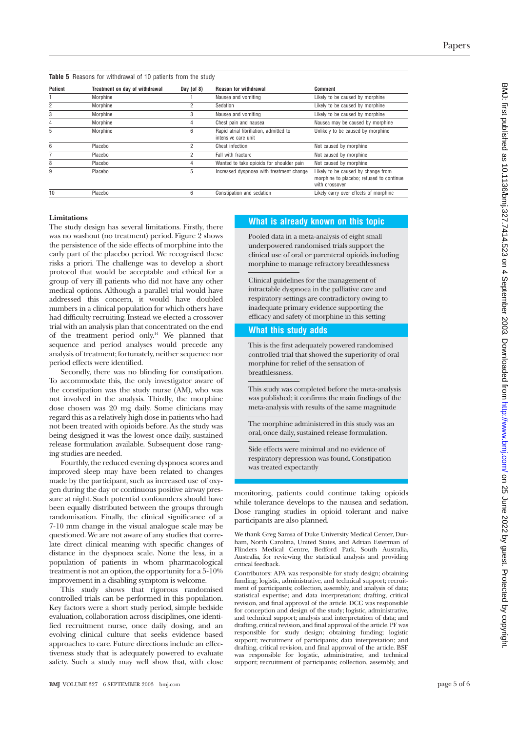**Table 5** Reasons for withdrawal of 10 patients from the study

| Patient | Treatment on day of withdrawal | Day (of 8) | Reason for withdrawal | Comment |
|---|---|---|---|---|
| 1 | Morphine | 1 | Nausea and vomiting | Likely to be caused by morphine |
| 2 | Morphine | 2 | Sedation | Likely to be caused by morphine |
| 3 | Morphine | 3 | Nausea and vomiting | Likely to be caused by morphine |
| 4 | Morphine | 4 | Chest pain and nausea | Nausea may be caused by morphine |
| 5 | Morphine | 6 | Rapid atrial fibrillation, admitted to intensive care unit | Unlikely to be caused by morphine |
| 6 | Placebo | 2 | Chest infection | Not caused by morphine |
| 7 | Placebo | 2 | Fall with fracture | Not caused by morphine |
| 8 | Placebo | 4 | Wanted to take opioids for shoulder pain | Not caused by morphine |
| 9 | Placebo | 5 | Increased dyspnoea with treatment change | Likely to be caused by change from morphine to placebo; refused to continue with crossover |
| 10 | Placebo | 6 | Constipation and sedation | Likely carry over effects of morphine |

### Limitations

The study design has several limitations. Firstly, there was no washout (no treatment) period. Figure 2 shows the persistence of the side effects of morphine into the early part of the placebo period. We recognised these risks a priori. The challenge was to develop a short protocol that would be acceptable and ethical for a group of very ill patients who did not have any other medical options. Although a parallel trial would have addressed this concern, it would have doubled numbers in a clinical population for which others have had difficulty recruiting. Instead we elected a crossover trial with an analysis plan that concentrated on the end of the treatment period only.[14] We planned that sequence and period analyses would precede any analysis of treatment; fortunately, neither sequence nor period effects were identified.

Secondly, there was no blinding for constipation. To accommodate this, the only investigator aware of the constipation was the study nurse (AM), who was not involved in the analysis. Thirdly, the morphine dose chosen was 20 mg daily. Some clinicians may regard this as a relatively high dose in patients who had not been treated with opioids before. As the study was being designed it was the lowest once daily, sustained release formulation available. Subsequent dose ranging studies are needed.

Fourthly, the reduced evening dyspnoea scores and improved sleep may have been related to changes made by the participant, such as increased use of oxygen during the day or continuous positive airway pressure at night. Such potential confounders should have been equally distributed between the groups through randomisation. Finally, the clinical significance of a 7-10 mm change in the visual analogue scale may be questioned. We are not aware of any studies that correlate direct clinical meaning with specific changes of distance in the dyspnoea scale. None the less, in a population of patients in whom pharmacological treatment is not an option, the opportunity for a 5-10% improvement in a disabling symptom is welcome.

This study shows that rigorous randomised controlled trials can be performed in this population. Key factors were a short study period, simple bedside evaluation, collaboration across disciplines, one identified recruitment nurse, once daily dosing, and an evolving clinical culture that seeks evidence based approaches to care. Future directions include an effectiveness study that is adequately powered to evaluate safety. Such a study may well show that, with close monitoring, patients could continue taking opioids while tolerance develops to the nausea and sedation. Dose ranging studies in opioid tolerant and naive participants are also planned.

#### What is already known on this topic

Pooled data in a meta-analysis of eight small underpowered randomised trials support the clinical use of oral or parenteral opioids including morphine to manage refractory breathlessness

Clinical guidelines for the management of intractable dyspnoea in the palliative care and respiratory settings are contradictory owing to inadequate primary evidence supporting the efficacy and safety of morphine in this setting

#### What this study adds

This is the first adequately powered randomised controlled trial that showed the superiority of oral morphine for relief of the sensation of breathlessness.

This study was completed before the meta-analysis was published; it confirms the main findings of the meta-analysis with results of the same magnitude

The morphine administered in this study was an oral, once daily, sustained release formulation.

Side effects were minimal and no evidence of respiratory depression was found. Constipation was treated expectantly

We thank Greg Samsa of Duke University Medical Center, Durham, North Carolina, United States, and Adrian Esterman of Flinders Medical Centre, Bedford Park, South Australia, Australia, for reviewing the statistical analysis and providing critical feedback.

Contributors: APA was responsible for study design; obtaining funding; logistic, administrative, and technical support; recruitment of participants; collection, assembly, and analysis of data; statistical expertise; and data interpretation; drafting, critical revision, and final approval of the article. DCC was responsible for conception and design of the study; logistic, administrative, and technical support; analysis and interpretation of data; and drafting, critical revision, and final approval of the article. PF was responsible for study design; obtaining funding; logistic support; recruitment of participants; data interpretation; and drafting, critical revision, and final approval of the article. BSF was responsible for logistic, administrative, and technical support; recruitment of participants; collection, assembly, and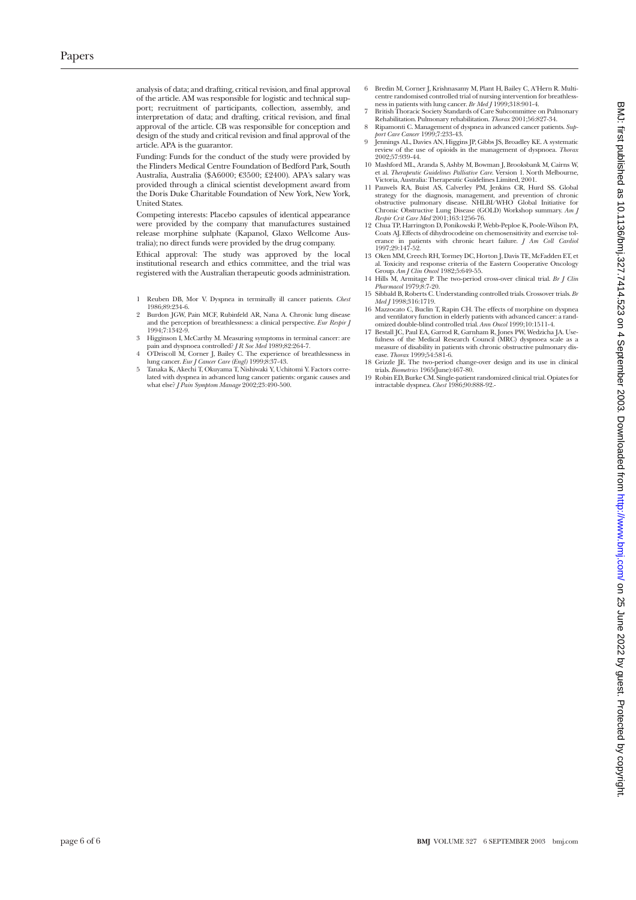analysis of data; and drafting, critical revision, and final approval of the article. AM was responsible for logistic and technical support; recruitment of participants, collection, assembly, and interpretation of data; and drafting, critical revision, and final approval of the article. CB was responsible for conception and design of the study and critical revision and final approval of the article. APA is the guarantor.

Funding: Funds for the conduct of the study were provided by the Flinders Medical Centre Foundation of Bedford Park, South Australia, Australia ($A6000; €3500; £2400). APA's salary was provided through a clinical scientist development award from the Doris Duke Charitable Foundation of New York, New York, United States.

Competing interests: Placebo capsules of identical appearance were provided by the company that manufactures sustained release morphine sulphate (Kapanol, Glaxo Wellcome Australia); no direct funds were provided by the drug company.

Ethical approval: The study was approved by the local institutional research and ethics committee, and the trial was registered with the Australian therapeutic goods administration.

1. Reuben DB, Mor V. Dyspnea in terminally ill cancer patients. *Chest* 1986;89:234-6.
2. Burdon JGW, Pain MCF, Rubinfeld AR, Nana A. Chronic lung disease and the perception of breathlessness: a clinical perspective. *Eur Respir J* 1994;7:1342-9.
3. Higginson I, McCarthy M. Measuring symptoms in terminal cancer: are pain and dyspnoea controlled? *J R Soc Med* 1989;82:264-7.
4. O'Driscoll M, Corner J, Bailey C. The experience of breathlessness in lung cancer. *Eur J Cancer Care (Engl)* 1999;8:37-43.
5. Tanaka K, Akechi T, Okuyama T, Nishiwaki Y, Uchitomi Y. Factors correlated with dyspnea in advanced lung cancer patients: organic causes and what else? *J Pain Symptom Manage* 2002;23:490-500.
6. Bredin M, Corner J, Krishnasamy M, Plant H, Bailey C, A'Hern R. Multicentre randomised controlled trial of nursing intervention for breathlessness in patients with lung cancer. *Br Med J* 1999;318:901-4.
7. British Thoracic Society Standards of Care Subcommittee on Pulmonary Rehabilitation. Pulmonary rehabilitation. *Thorax* 2001;56:827-34.
8. Ripamonti C. Management of dyspnea in advanced cancer patients. *Support Care Cancer* 1999;7:233-43.
9. Jennings AL, Davies AN, Higgins JP, Gibbs JS, Broadley KE. A systematic review of the use of opioids in the management of dyspnoea. *Thorax* 2002;57:939-44.
10. Mashford ML, Aranda S, Ashby M, Bowman J, Brooksbank M, Cairns W, et al. *Therapeutic Guidelines Palliative Care*. Version 1. North Melbourne, Victoria, Australia: Therapeutic Guidelines Limited, 2001.
11. Pauwels RA, Buist AS, Calverley PM, Jenkins CR, Hurd SS. Global strategy for the diagnosis, management, and prevention of chronic obstructive pulmonary disease. NHLBI/WHO Global Initiative for Chronic Obstructive Lung Disease (GOLD) Workshop summary. *Am J Respir Crit Care Med* 2001;163:1256-76.
12. Chua TP, Harrington D, Ponikowski P, Webb-Peploe K, Poole-Wilson PA, Coats AJ. Effects of dihydrocodeine on chemosensitivity and exercise tolerance in patients with chronic heart failure. *J Am Coll Cardiol* 1997;29:147-52.
13. Oken MM, Creech RH, Tormey DC, Horton J, Davis TE, McFadden ET, et al. Toxicity and response criteria of the Eastern Cooperative Oncology Group. *Am J Clin Oncol* 1982;5:649-55.
14. Hills M, Armitage P. The two-period cross-over clinical trial. *Br J Clin Pharmacol* 1979;8:7-20.
15. Sibbald B, Roberts C. Understanding controlled trials. Crossover trials. *Br Med J* 1998;316:1719.
16. Mazzocato C, Buclin T, Rapin CH. The effects of morphine on dyspnea and ventilatory function in elderly patients with advanced cancer: a randomized double-blind controlled trial. *Ann Oncol* 1999;10:1511-4.
17. Bestall JC, Paul EA, Garrod R, Garnham R, Jones PW, Wedzicha JA. Usefulness of the Medical Research Council (MRC) dyspnoea scale as a measure of disability in patients with chronic obstructive pulmonary disease. *Thorax* 1999;54:581-6.
18. Grizzle JE. The two-period change-over design and its use in clinical trials. *Biometrics* 1965(June):467-80.
19. Robin ED, Burke CM. Single-patient randomized clinical trial. Opiates for intractable dyspnea. *Chest* 1986;90:888-92.-